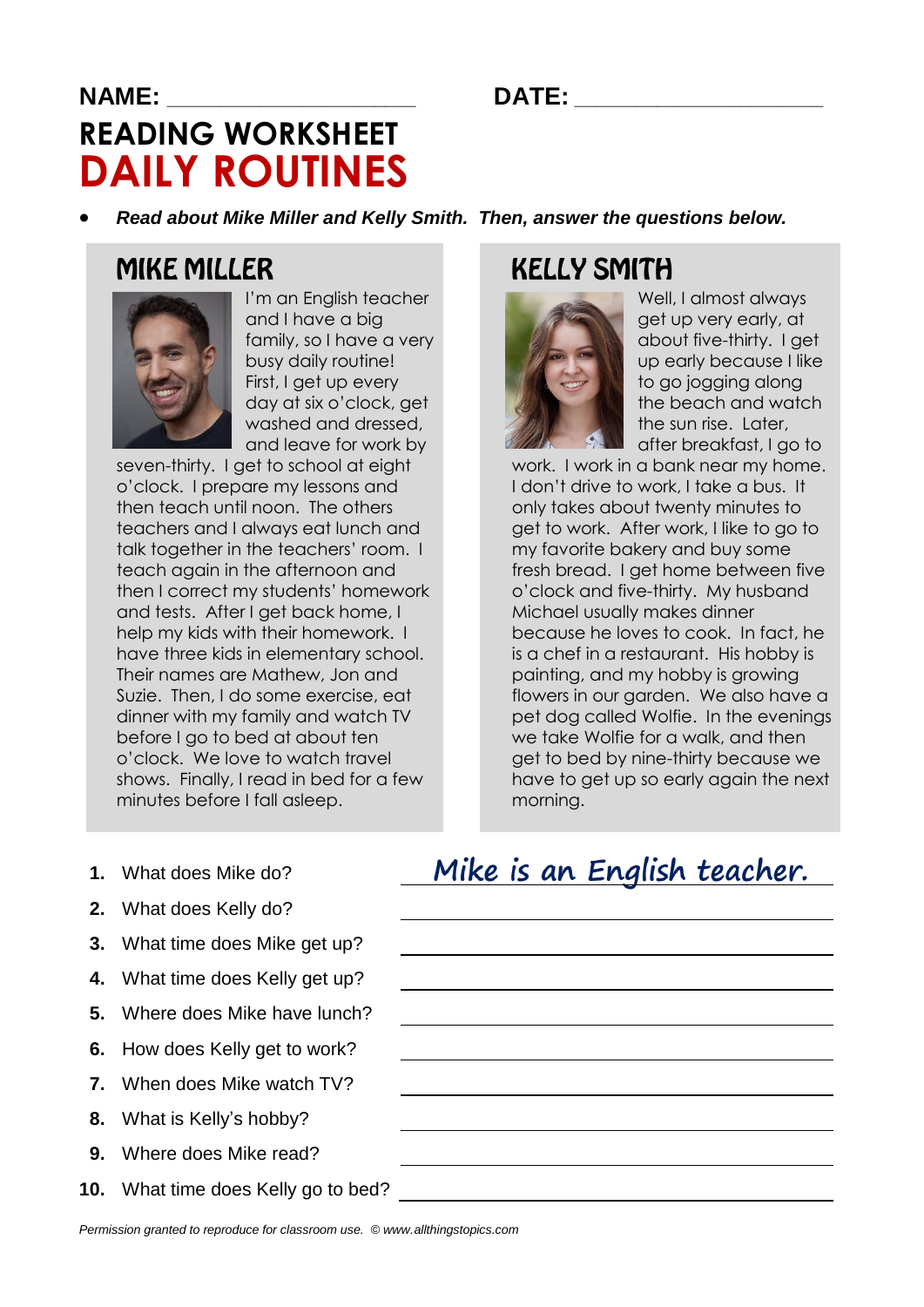**NAME:** ____________________ **DATE:** ____________________

# READING WORKSHEET

# DAILY ROUTINES

- ***Read about Mike Miller and Kelly Smith. Then, answer the questions below.***

## MIKE MILLER

I'm an English teacher and I have a big family, so I have a very busy daily routine! First, I get up every day at six o'clock, get washed and dressed, and leave for work by seven-thirty. I get to school at eight o'clock. I prepare my lessons and then teach until noon. The others teachers and I always eat lunch and talk together in the teachers' room. I teach again in the afternoon and then I correct my students' homework and tests. After I get back home, I help my kids with their homework. I have three kids in elementary school. Their names are Mathew, Jon and Suzie. Then, I do some exercise, eat dinner with my family and watch TV before I go to bed at about ten o'clock. We love to watch travel shows. Finally, I read in bed for a few minutes before I fall asleep.

## KELLY SMITH

Well, I almost always get up very early, at about five-thirty. I get up early because I like to go jogging along the beach and watch the sun rise. Later, after breakfast, I go to work. I work in a bank near my home. I don't drive to work, I take a bus. It only takes about twenty minutes to get to work. After work, I like to go to my favorite bakery and buy some fresh bread. I get home between five o'clock and five-thirty. My husband Michael usually makes dinner because he loves to cook. In fact, he is a chef in a restaurant. His hobby is painting, and my hobby is growing flowers in our garden. We also have a pet dog called Wolfie. In the evenings we take Wolfie for a walk, and then get to bed by nine-thirty because we have to get up so early again the next morning.

1. What does Mike do? *Mike is an English teacher.*
2. What does Kelly do? ______________________________
3. What time does Mike get up? ______________________________
4. What time does Kelly get up? ______________________________
5. Where does Mike have lunch? ______________________________
6. How does Kelly get to work? ______________________________
7. When does Mike watch TV? ______________________________
8. What is Kelly's hobby? ______________________________
9. Where does Mike read? ______________________________
10. What time does Kelly go to bed? ______________________________

*Permission granted to reproduce for classroom use. © www.allthingstopics.com*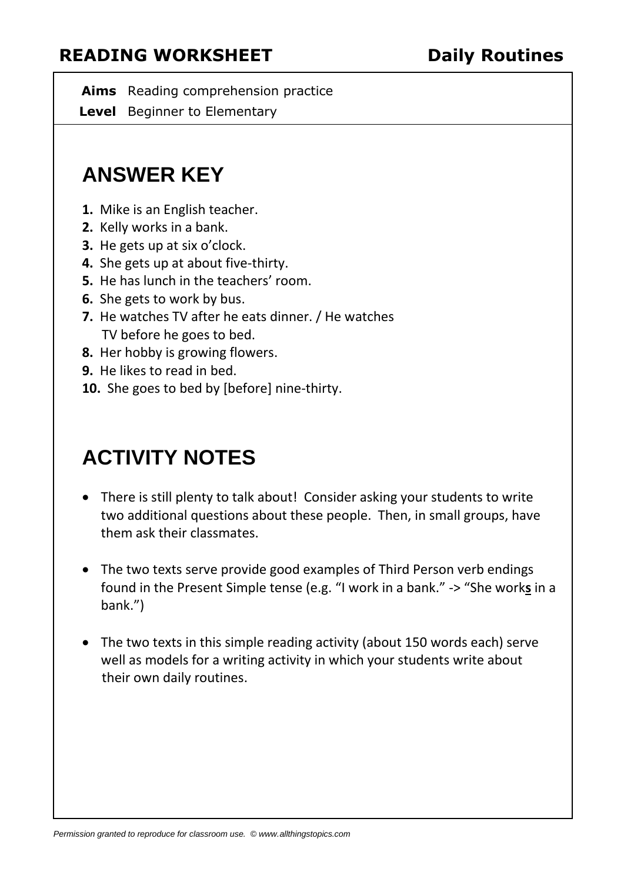**READING WORKSHEET** **Daily Routines**

**Aims** Reading comprehension practice
**Level** Beginner to Elementary

## ANSWER KEY

**1.** Mike is an English teacher.
**2.** Kelly works in a bank.
**3.** He gets up at six o'clock.
**4.** She gets up at about five-thirty.
**5.** He has lunch in the teachers' room.
**6.** She gets to work by bus.
**7.** He watches TV after he eats dinner. / He watches TV before he goes to bed.
**8.** Her hobby is growing flowers.
**9.** He likes to read in bed.
**10.** She goes to bed by [before] nine-thirty.

## ACTIVITY NOTES

- There is still plenty to talk about! Consider asking your students to write two additional questions about these people. Then, in small groups, have them ask their classmates.

- The two texts serve provide good examples of Third Person verb endings found in the Present Simple tense (e.g. "I work in a bank." -> "She work**s** in a bank.")

- The two texts in this simple reading activity (about 150 words each) serve well as models for a writing activity in which your students write about their own daily routines.

*Permission granted to reproduce for classroom use. © www.allthingstopics.com*